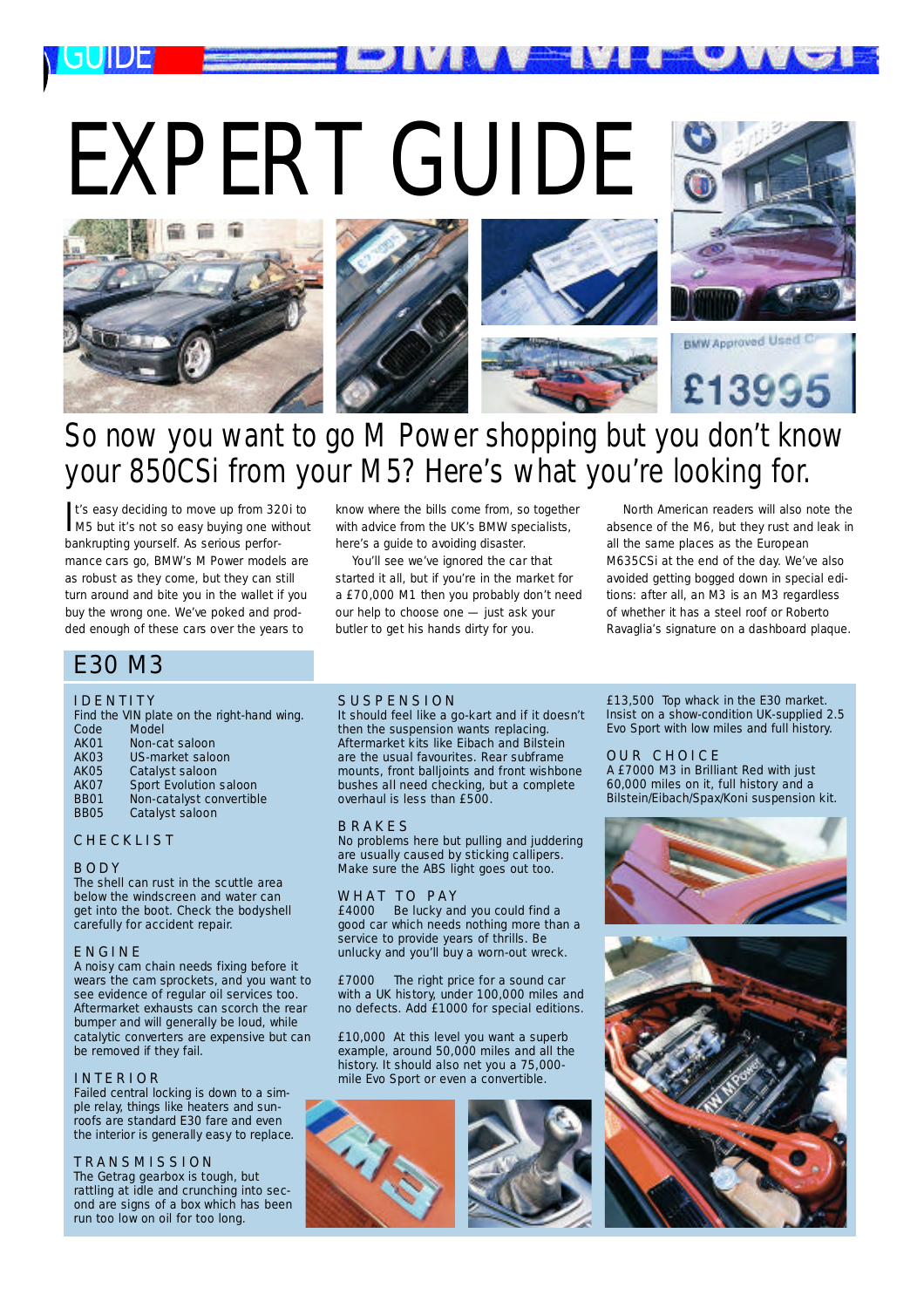# EXPERT GUIDE

## So now you want to go M Power shopping but you don't know your 850CSi from your M5? Here's what you're looking for.

It's easy deciding to move up from 320i to M5 but it's not so easy buying one without bankrupting yourself. As serious performance cars go, BMW's M Power models are as robust as they come, but they can still turn around and bite you in the wallet if you buy the wrong one. We've poked and prodded enough of these cars over the years to know where the bills come from, so together with advice from the UK's BMW specialists, here's a guide to avoiding disaster.

You'll see we've ignored the car that started it all, but if you're in the market for a £70,000 M1 then you probably don't need our help to choose one — just ask your butler to get his hands dirty for you.

North American readers will also note the absence of the M6, but they rust and leak in all the same places as the European M635CSi at the end of the day. We've also avoided getting bogged down in special editions: after all, an M3 is an M3 regardless of whether it has a steel roof or Roberto Ravaglia's signature on a dashboard plaque.

## E30 M3

### IDENTITY

Find the VIN plate on the right-hand wing.

| Code | Model |
|---|---|
| AK01 | Non-cat saloon |
| AK03 | US-market saloon |
| AK05 | Catalyst saloon |
| AK07 | Sport Evolution saloon |
| BB01 | Non-catalyst convertible |
| BB05 | Catalyst saloon |

### CHECKLIST

#### BODY

The shell can rust in the scuttle area below the windscreen and water can get into the boot. Check the bodyshell carefully for accident repair.

#### ENGINE

A noisy cam chain needs fixing before it wears the cam sprockets, and you want to see evidence of regular oil services too. Aftermarket exhausts can scorch the rear bumper and will generally be loud, while catalytic converters are expensive but can be removed if they fail.

#### INTERIOR

Failed central locking is down to a simple relay, things like heaters and sunroofs are standard E30 fare and even the interior is generally easy to replace.

#### TRANSMISSION

The Getrag gearbox is tough, but rattling at idle and crunching into second are signs of a box which has been run too low on oil for too long.

#### SUSPENSION

It should feel like a go-kart and if it doesn't then the suspension wants replacing. Aftermarket kits like Eibach and Bilstein are the usual favourites. Rear subframe mounts, front balljoints and front wishbone bushes all need checking, but a complete overhaul is less than £500.

#### BRAKES

No problems here but pulling and juddering are usually caused by sticking callipers. Make sure the ABS light goes out too.

#### WHAT TO PAY

£4000 Be lucky and you could find a good car which needs nothing more than a service to provide years of thrills. Be unlucky and you'll buy a worn-out wreck.

£7000 The right price for a sound car with a UK history, under 100,000 miles and no defects. Add £1000 for special editions.

£10,000 At this level you want a superb example, around 50,000 miles and all the history. It should also net you a 75,000-mile Evo Sport or even a convertible.

£13,500 Top whack in the E30 market. Insist on a show-condition UK-supplied 2.5 Evo Sport with low miles and full history.

#### OUR CHOICE

A £7000 M3 in Brilliant Red with just 60,000 miles on it, full history and a Bilstein/Eibach/Spax/Koni suspension kit.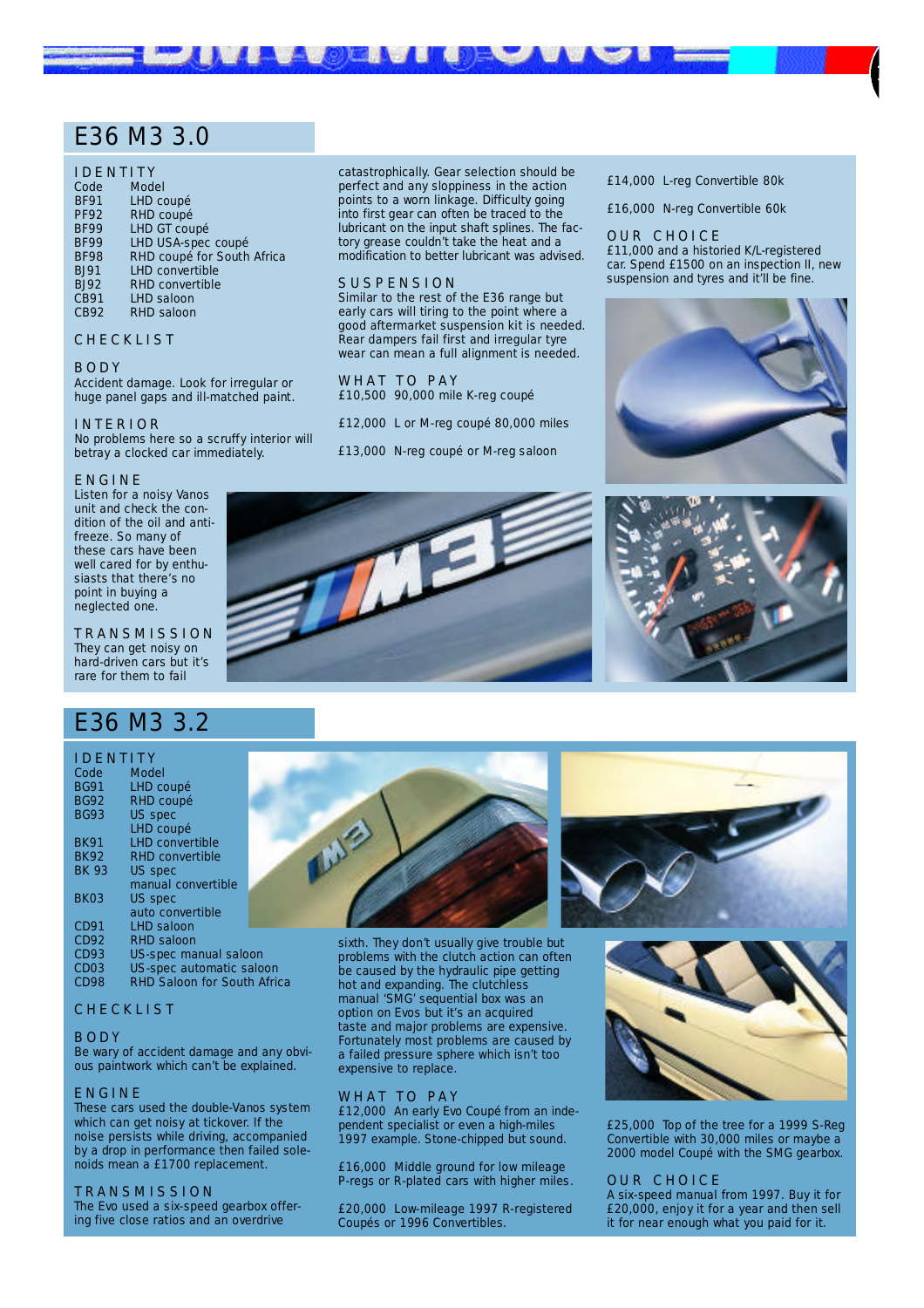## E36 M3 3.0

### IDENTITY

| Code | Model |
|---|---|
| BF91 | LHD coupé |
| PF92 | RHD coupé |
| BF99 | LHD GT coupé |
| BF99 | LHD USA-spec coupé |
| BF98 | RHD coupé for South Africa |
| BJ91 | LHD convertible |
| BJ92 | RHD convertible |
| CB91 | LHD saloon |
| CB92 | RHD saloon |

### CHECKLIST

#### BODY

Accident damage. Look for irregular or huge panel gaps and ill-matched paint.

#### INTERIOR

No problems here so a scruffy interior will betray a clocked car immediately.

#### ENGINE

Listen for a noisy Vanos unit and check the condition of the oil and anti-freeze. So many of these cars have been well cared for by enthusiasts that there's no point in buying a neglected one.

#### TRANSMISSION

They can get noisy on hard-driven cars but it's rare for them to fail catastrophically. Gear selection should be perfect and any sloppiness in the action points to a worn linkage. Difficulty going into first gear can often be traced to the lubricant on the input shaft splines. The factory grease couldn't take the heat and a modification to better lubricant was advised.

#### SUSPENSION

Similar to the rest of the E36 range but early cars will tiring to the point where a good aftermarket suspension kit is needed. Rear dampers fail first and irregular tyre wear can mean a full alignment is needed.

### WHAT TO PAY

£10,500 90,000 mile K-reg coupé

£12,000 L or M-reg coupé 80,000 miles

£13,000 N-reg coupé or M-reg saloon

£14,000 L-reg Convertible 80k

£16,000 N-reg Convertible 60k

### OUR CHOICE

£11,000 and a historied K/L-registered car. Spend £1500 on an inspection II, new suspension and tyres and it'll be fine.

## E36 M3 3.2

### IDENTITY

| Code | Model |
|---|---|
| BG91 | LHD coupé |
| BG92 | RHD coupé |
| BG93 | US spec LHD coupé |
| BK91 | LHD convertible |
| BK92 | RHD convertible |
| BK 93 | US spec manual convertible |
| BK03 | US spec auto convertible |
| CD91 | LHD saloon |
| CD92 | RHD saloon |
| CD93 | US-spec manual saloon |
| CD03 | US-spec automatic saloon |
| CD98 | RHD Saloon for South Africa |

### CHECKLIST

#### BODY

Be wary of accident damage and any obvious paintwork which can't be explained.

#### ENGINE

These cars used the double-Vanos system which can get noisy at tickover. If the noise persists while driving, accompanied by a drop in performance then failed solenoids mean a £1700 replacement.

#### TRANSMISSION

The Evo used a six-speed gearbox offering five close ratios and an overdrive sixth. They don't usually give trouble but problems with the clutch action can often be caused by the hydraulic pipe getting hot and expanding. The clutchless manual 'SMG' sequential box was an option on Evos but it's an acquired taste and major problems are expensive. Fortunately most problems are caused by a failed pressure sphere which isn't too expensive to replace.

### WHAT TO PAY

£12,000 An early Evo Coupé from an independent specialist or even a high-miles 1997 example. Stone-chipped but sound.

£16,000 Middle ground for low mileage P-regs or R-plated cars with higher miles.

£20,000 Low-mileage 1997 R-registered Coupés or 1996 Convertibles.

£25,000 Top of the tree for a 1999 S-Reg Convertible with 30,000 miles or maybe a 2000 model Coupé with the SMG gearbox.

### OUR CHOICE

A six-speed manual from 1997. Buy it for £20,000, enjoy it for a year and then sell it for near enough what you paid for it.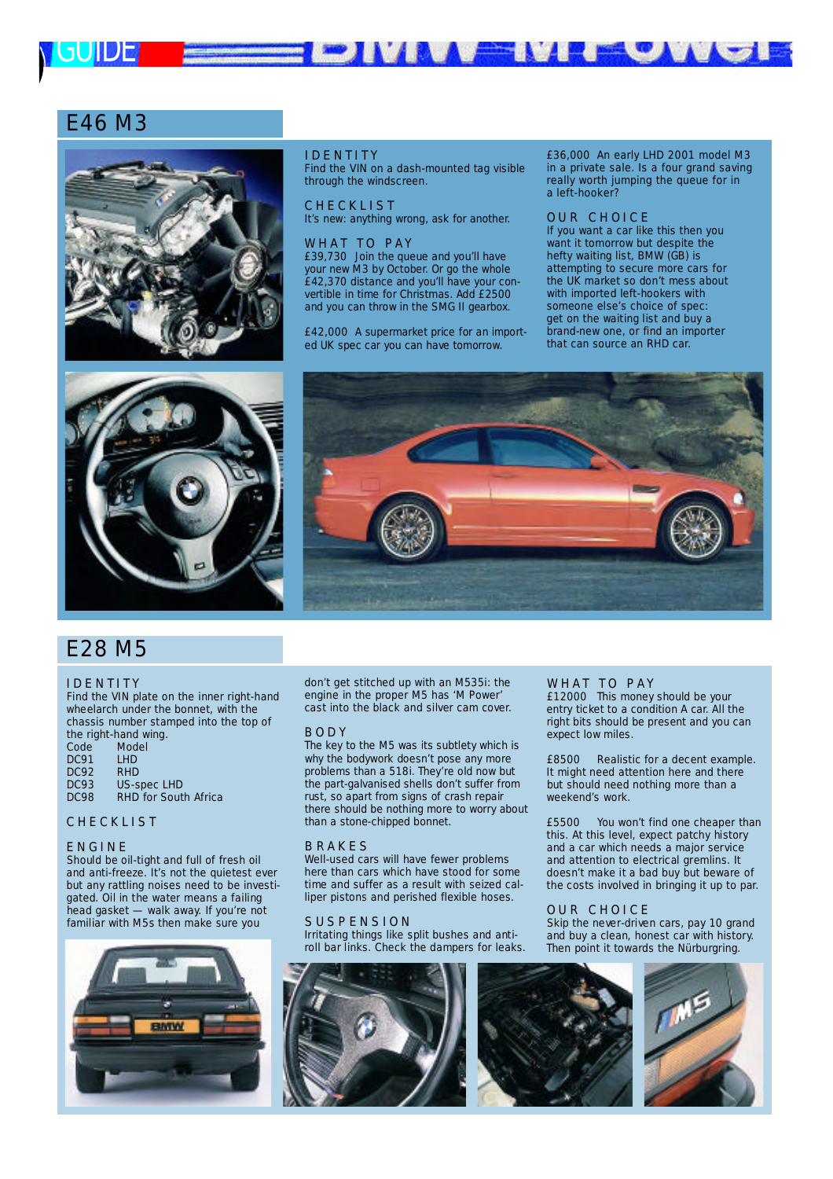## E46 M3

### IDENTITY
Find the VIN on a dash-mounted tag visible through the windscreen.

### CHECKLIST
It's new: anything wrong, ask for another.

### WHAT TO PAY
£39,730 Join the queue and you'll have your new M3 by October. Or go the whole £42,370 distance and you'll have your convertible in time for Christmas. Add £2500 and you can throw in the SMG II gearbox.

£42,000 A supermarket price for an imported UK spec car you can have tomorrow.

£36,000 An early LHD 2001 model M3 in a private sale. Is a four grand saving really worth jumping the queue for in a left-hooker?

### OUR CHOICE
If you want a car like this then you want it tomorrow but despite the hefty waiting list, BMW (GB) is attempting to secure more cars for the UK market so don't mess about with imported left-hookers with someone else's choice of spec: get on the waiting list and buy a brand-new one, or find an importer that can source an RHD car.

## E28 M5

### IDENTITY
Find the VIN plate on the inner right-hand wheelarch under the bonnet, with the chassis number stamped into the top of the right-hand wing.

| Code | Model |
| --- | --- |
| DC91 | LHD |
| DC92 | RHD |
| DC93 | US-spec LHD |
| DC98 | RHD for South Africa |

### CHECKLIST

### ENGINE
Should be oil-tight and full of fresh oil and anti-freeze. It's not the quietest ever but any rattling noises need to be investigated. Oil in the water means a failing head gasket — walk away. If you're not familiar with M5s then make sure you don't get stitched up with an M535i: the engine in the proper M5 has 'M Power' cast into the black and silver cam cover.

### BODY
The key to the M5 was its subtlety which is why the bodywork doesn't pose any more problems than a 518i. They're old now but the part-galvanised shells don't suffer from rust, so apart from signs of crash repair there should be nothing more to worry about than a stone-chipped bonnet.

### BRAKES
Well-used cars will have fewer problems here than cars which have stood for some time and suffer as a result with seized caliper pistons and perished flexible hoses.

### SUSPENSION
Irritating things like split bushes and anti-roll bar links. Check the dampers for leaks.

### WHAT TO PAY
£12000 This money should be your entry ticket to a condition A car. All the right bits should be present and you can expect low miles.

£8500 Realistic for a decent example. It might need attention here and there but should need nothing more than a weekend's work.

£5500 You won't find one cheaper than this. At this level, expect patchy history and a car which needs a major service and attention to electrical gremlins. It doesn't make it a bad buy but beware of the costs involved in bringing it up to par.

### OUR CHOICE
Skip the never-driven cars, pay 10 grand and buy a clean, honest car with history. Then point it towards the Nürburgring.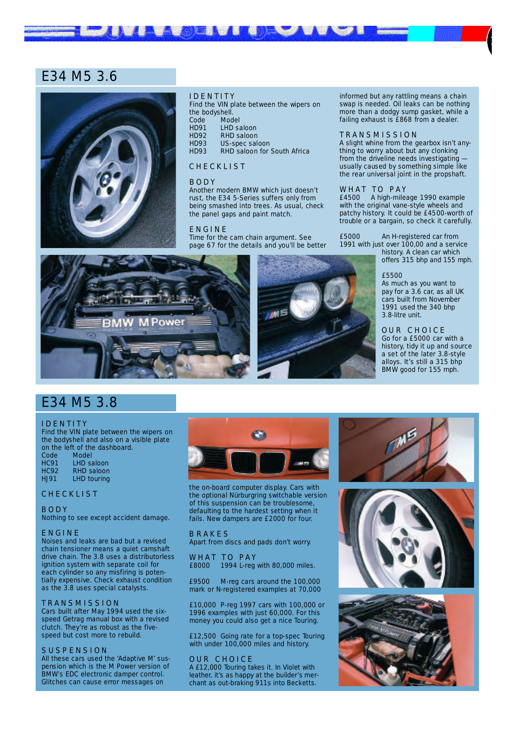## E34 M5 3.6

### IDENTITY

Find the VIN plate between the wipers on the bodyshell.

| Code | Model |
|---|---|
| HD91 | LHD saloon |
| HD92 | RHD saloon |
| HD93 | US-spec saloon |
| HD93 | RHD saloon for South Africa |

### CHECKLIST

#### BODY

Another modern BMW which just doesn't rust, the E34 5-Series suffers only from being smashed into trees. As usual, check the panel gaps and paint match.

#### ENGINE

Time for the cam chain argument. See page 67 for the details and you'll be better informed but any rattling means a chain swap is needed. Oil leaks can be nothing more than a dodgy sump gasket, while a failing exhaust is £868 from a dealer.

#### TRANSMISSION

A slight whine from the gearbox isn't anything to worry about but any clonking from the driveline needs investigating — usually caused by something simple like the rear universal joint in the propshaft.

### WHAT TO PAY

£4500 A high-mileage 1990 example with the original vane-style wheels and patchy history. It could be £4500-worth of trouble or a bargain, so check it carefully.

£5000 An H-registered car from 1991 with just over 100,00 and a service history. A clean car which offers 315 bhp and 155 mph.

£5500 As much as you want to pay for a 3.6 car, as all UK cars built from November 1991 used the 340 bhp 3.8-litre unit.

### OUR CHOICE

Go for a £5000 car with a history, tidy it up and source a set of the later 3.8-style alloys. It's still a 315 bhp BMW good for 155 mph.

## E34 M5 3.8

### IDENTITY

Find the VIN plate between the wipers on the bodyshell and also on a visible plate on the left of the dashboard.

| Code | Model |
|---|---|
| HC91 | LHD saloon |
| HC92 | RHD saloon |
| HJ91 | LHD touring |

### CHECKLIST

#### BODY

Nothing to see except accident damage.

#### ENGINE

Noises and leaks are bad but a revised chain tensioner means a quiet camshaft drive chain. The 3.8 uses a distributorless ignition system with separate coil for each cylinder so any misfiring is potentially expensive. Check exhaust condition as the 3.8 uses special catalysts.

#### TRANSMISSION

Cars built after May 1994 used the six-speed Getrag manual box with a revised clutch. They're as robust as the five-speed but cost more to rebuild.

#### SUSPENSION

All these cars used the 'Adaptive M' suspension which is the M Power version of BMW's EDC electronic damper control. Glitches can cause error messages on the on-board computer display. Cars with the optional Nürburgring switchable version of this suspension can be troublesome, defaulting to the hardest setting when it fails. New dampers are £2000 for four.

#### BRAKES

Apart from discs and pads don't worry.

### WHAT TO PAY

£8000 1994 L-reg with 80,000 miles.

£9500 M-reg cars around the 100,000 mark or N-registered examples at 70,000

£10,000 P-reg 1997 cars with 100,000 or 1996 examples with just 60,000. For this money you could also get a nice Touring.

£12,500 Going rate for a top-spec Touring with under 100,000 miles and history.

### OUR CHOICE

A £12,000 Touring takes it. In Violet with leather, it's as happy at the builder's merchant as out-braking 911s into Becketts.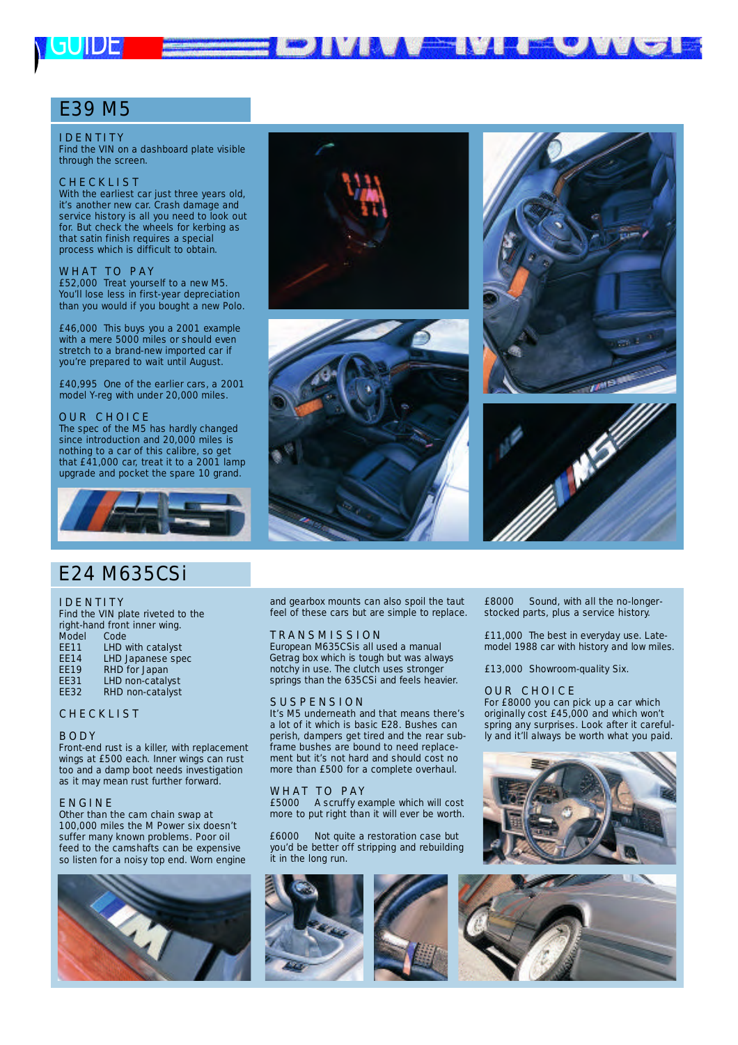## E39 M5

IDENTITY
Find the VIN on a dashboard plate visible through the screen.

CHECKLIST
With the earliest car just three years old, it's another new car. Crash damage and service history is all you need to look out for. But check the wheels for kerbing as that satin finish requires a special process which is difficult to obtain.

WHAT TO PAY
£52,000 Treat yourself to a new M5. You'll lose less in first-year depreciation than you would if you bought a new Polo.

£46,000 This buys you a 2001 example with a mere 5000 miles or should even stretch to a brand-new imported car if you're prepared to wait until August.

£40,995 One of the earlier cars, a 2001 model Y-reg with under 20,000 miles.

OUR CHOICE
The spec of the M5 has hardly changed since introduction and 20,000 miles is nothing to a car of this calibre, so get that £41,000 car, treat it to a 2001 lamp upgrade and pocket the spare 10 grand.

## E24 M635CSi

IDENTITY
Find the VIN plate riveted to the right-hand front inner wing.

| Model | Code |
|---|---|
| EE11 | LHD with catalyst |
| EE14 | LHD Japanese spec |
| EE19 | RHD for Japan |
| EE31 | LHD non-catalyst |
| EE32 | RHD non-catalyst |

CHECKLIST

BODY
Front-end rust is a killer, with replacement wings at £500 each. Inner wings can rust too and a damp boot needs investigation as it may mean rust further forward.

ENGINE
Other than the cam chain swap at 100,000 miles the M Power six doesn't suffer many known problems. Poor oil feed to the camshafts can be expensive so listen for a noisy top end. Worn engine and gearbox mounts can also spoil the taut feel of these cars but are simple to replace.

TRANSMISSION
European M635CSis all used a manual Getrag box which is tough but was always notchy in use. The clutch uses stronger springs than the 635CSi and feels heavier.

SUSPENSION
It's M5 underneath and that means there's a lot of it which is basic E28. Bushes can perish, dampers get tired and the rear sub-frame bushes are bound to need replacement but it's not hard and should cost no more than £500 for a complete overhaul.

WHAT TO PAY
£5000 A scruffy example which will cost more to put right than it will ever be worth.

£6000 Not quite a restoration case but you'd be better off stripping and rebuilding it in the long run.

£8000 Sound, with all the no-longer-stocked parts, plus a service history.

£11,000 The best in everyday use. Late-model 1988 car with history and low miles.

£13,000 Showroom-quality Six.

OUR CHOICE
For £8000 you can pick up a car which originally cost £45,000 and which won't spring any surprises. Look after it carefully and it'll always be worth what you paid.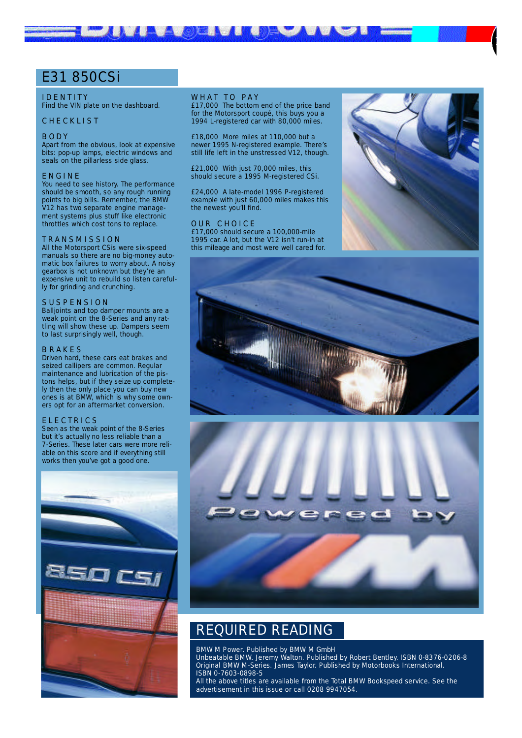## E31 850CSi

### IDENTITY

Find the VIN plate on the dashboard.

### CHECKLIST

### BODY

Apart from the obvious, look at expensive bits: pop-up lamps, electric windows and seals on the pillarless side glass.

### ENGINE

You need to see history. The performance should be smooth, so any rough running points to big bills. Remember, the BMW V12 has two separate engine management systems plus stuff like electronic throttles which cost tons to replace.

### TRANSMISSION

All the Motorsport CSis were six-speed manuals so there are no big-money automatic box failures to worry about. A noisy gearbox is not unknown but they're an expensive unit to rebuild so listen carefully for grinding and crunching.

### SUSPENSION

Balljoints and top damper mounts are a weak point on the 8-Series and any rattling will show these up. Dampers seem to last surprisingly well, though.

### BRAKES

Driven hard, these cars eat brakes and seized callipers are common. Regular maintenance and lubrication of the pistons helps, but if they seize up completely then the only place you can buy new ones is at BMW, which is why some owners opt for an aftermarket conversion.

### ELECTRICS

Seen as the weak point of the 8-Series but it's actually no less reliable than a 7-Series. These later cars were more reliable on this score and if everything still works then you've got a good one.

### WHAT TO PAY

£17,000 The bottom end of the price band for the Motorsport coupé, this buys you a 1994 L-registered car with 80,000 miles.

£18,000 More miles at 110,000 but a newer 1995 N-registered example. There's still life left in the unstressed V12, though.

£21,000 With just 70,000 miles, this should secure a 1995 M-registered CSi.

£24,000 A late-model 1996 P-registered example with just 60,000 miles makes this the newest you'll find.

### OUR CHOICE

£17,000 should secure a 100,000-mile 1995 car. A lot, but the V12 isn't run-in at this mileage and most were well cared for.

## REQUIRED READING

BMW M Power. Published by BMW M GmbH
Unbeatable BMW. Jeremy Walton. Published by Robert Bentley. ISBN 0-8376-0206-8
Original BMW M-Series. James Taylor. Published by Motorbooks International. ISBN 0-7603-0898-5
All the above titles are available from the Total BMW Bookspeed service. See the advertisement in this issue or call 0208 9947054.